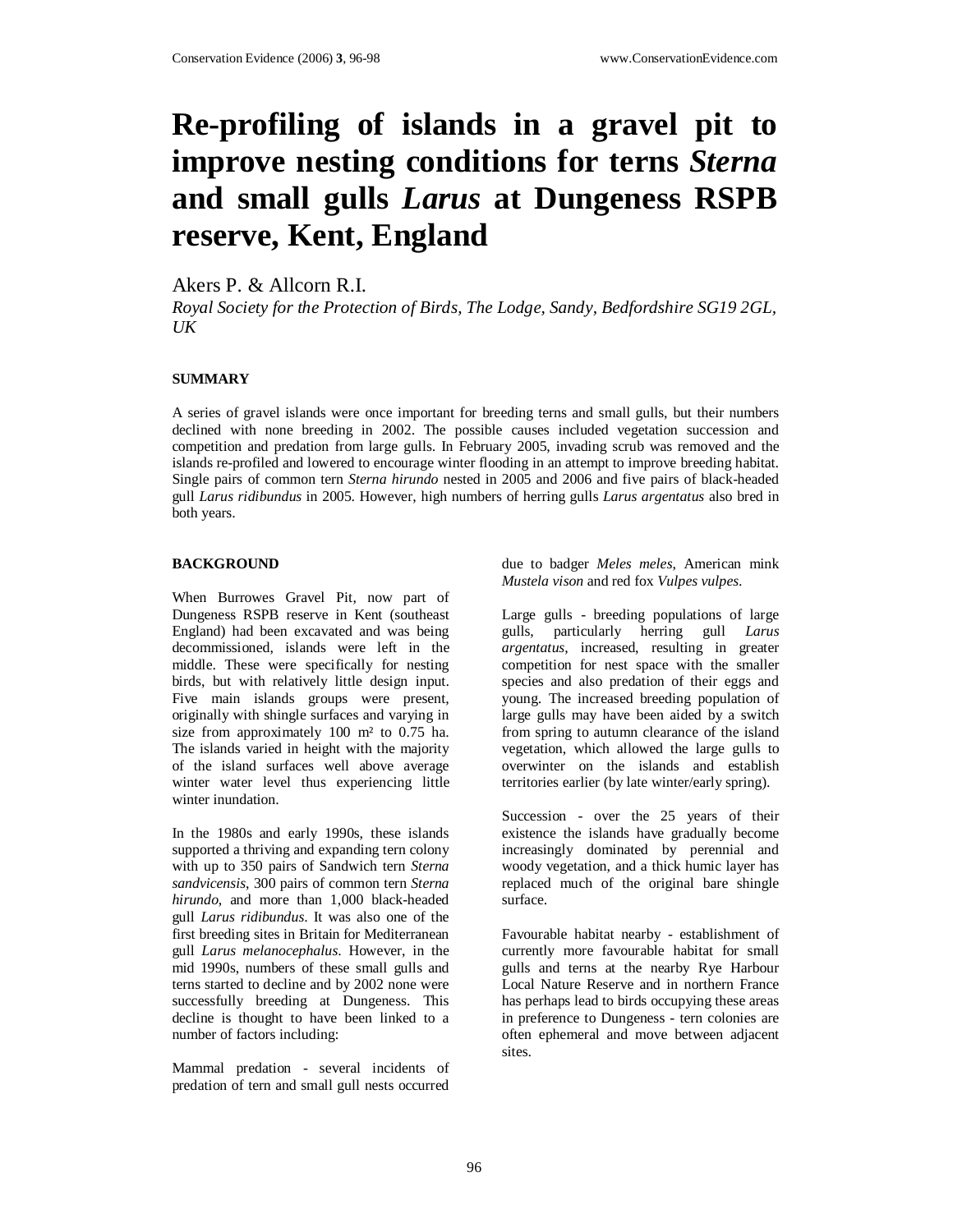# Re-profiling of islands in a gravel pit to improve nesting conditions for terns *Sterna* and small gulls *Larus* at Dungeness RSPB reserve, Kent, England

Akers P. & Allcorn R.I.

*Royal Society for the Protection of Birds, The Lodge, Sandy, Bedfordshire SG19 2GL, UK*

## SUMMARY

A series of gravel islands were once important for breeding terns and small gulls, but their numbers declined with none breeding in 2002. The possible causes included vegetation succession and competition and predation from large gulls. In February 2005, invading scrub was removed and the islands re-profiled and lowered to encourage winter flooding in an attempt to improve breeding habitat. Single pairs of common tern *Sterna hirundo* nested in 2005 and 2006 and five pairs of black-headed gull *Larus ridibundus* in 2005. However, high numbers of herring gulls *Larus argentatus* also bred in both years.

## BACKGROUND

When Burrowes Gravel Pit, now part of Dungeness RSPB reserve in Kent (southeast England) had been excavated and was being decommissioned, islands were left in the middle. These were specifically for nesting birds, but with relatively little design input. Five main islands groups were present, originally with shingle surfaces and varying in size from approximately 100 m² to 0.75 ha. The islands varied in height with the majority of the island surfaces well above average winter water level thus experiencing little winter inundation.

In the 1980s and early 1990s, these islands supported a thriving and expanding tern colony with up to 350 pairs of Sandwich tern *Sterna sandvicensis*, 300 pairs of common tern *Sterna hirundo*, and more than 1,000 black-headed gull *Larus ridibundus*. It was also one of the first breeding sites in Britain for Mediterranean gull *Larus melanocephalus*. However, in the mid 1990s, numbers of these small gulls and terns started to decline and by 2002 none were successfully breeding at Dungeness. This decline is thought to have been linked to a number of factors including:

Mammal predation - several incidents of predation of tern and small gull nests occurred due to badger *Meles meles*, American mink *Mustela vison* and red fox *Vulpes vulpes*.

Large gulls - breeding populations of large gulls, particularly herring gull *Larus argentatus*, increased, resulting in greater competition for nest space with the smaller species and also predation of their eggs and young. The increased breeding population of large gulls may have been aided by a switch from spring to autumn clearance of the island vegetation, which allowed the large gulls to overwinter on the islands and establish territories earlier (by late winter/early spring).

Succession - over the 25 years of their existence the islands have gradually become increasingly dominated by perennial and woody vegetation, and a thick humic layer has replaced much of the original bare shingle surface.

Favourable habitat nearby - establishment of currently more favourable habitat for small gulls and terns at the nearby Rye Harbour Local Nature Reserve and in northern France has perhaps lead to birds occupying these areas in preference to Dungeness - tern colonies are often ephemeral and move between adjacent sites.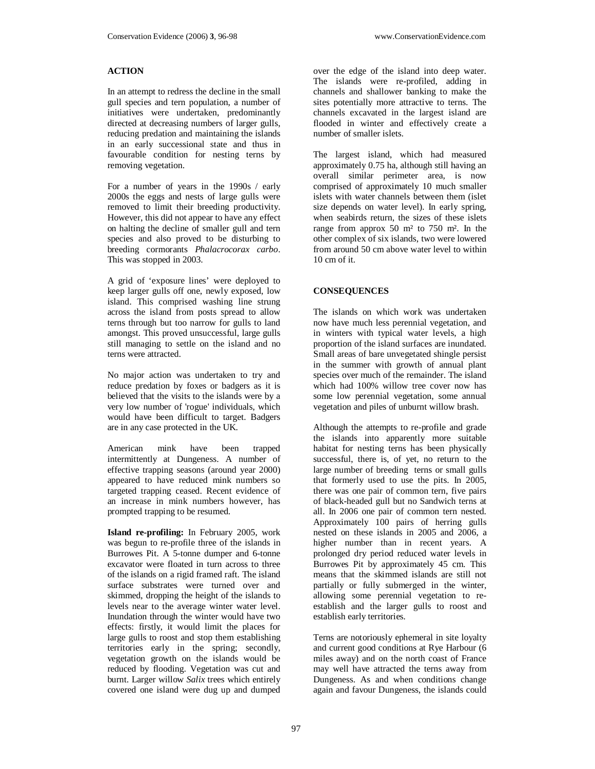## ACTION

In an attempt to redress the decline in the small gull species and tern population, a number of initiatives were undertaken, predominantly directed at decreasing numbers of larger gulls, reducing predation and maintaining the islands in an early successional state and thus in favourable condition for nesting terns by removing vegetation.

For a number of years in the 1990s / early 2000s the eggs and nests of large gulls were removed to limit their breeding productivity. However, this did not appear to have any effect on halting the decline of smaller gull and tern species and also proved to be disturbing to breeding cormorants *Phalacrocorax carbo*. This was stopped in 2003.

A grid of 'exposure lines' were deployed to keep larger gulls off one, newly exposed, low island. This comprised washing line strung across the island from posts spread to allow terns through but too narrow for gulls to land amongst. This proved unsuccessful, large gulls still managing to settle on the island and no terns were attracted.

No major action was undertaken to try and reduce predation by foxes or badgers as it is believed that the visits to the islands were by a very low number of 'rogue' individuals, which would have been difficult to target. Badgers are in any case protected in the UK.

American mink have been trapped intermittently at Dungeness. A number of effective trapping seasons (around year 2000) appeared to have reduced mink numbers so targeted trapping ceased. Recent evidence of an increase in mink numbers however, has prompted trapping to be resumed.

**Island re-profiling:** In February 2005, work was begun to re-profile three of the islands in Burrowes Pit. A 5-tonne dumper and 6-tonne excavator were floated in turn across to three of the islands on a rigid framed raft. The island surface substrates were turned over and skimmed, dropping the height of the islands to levels near to the average winter water level. Inundation through the winter would have two effects: firstly, it would limit the places for large gulls to roost and stop them establishing territories early in the spring; secondly, vegetation growth on the islands would be reduced by flooding. Vegetation was cut and burnt. Larger willow *Salix* trees which entirely covered one island were dug up and dumped over the edge of the island into deep water. The islands were re-profiled, adding in channels and shallower banking to make the sites potentially more attractive to terns. The channels excavated in the largest island are flooded in winter and effectively create a number of smaller islets.

The largest island, which had measured approximately 0.75 ha, although still having an overall similar perimeter area, is now comprised of approximately 10 much smaller islets with water channels between them (islet size depends on water level). In early spring, when seabirds return, the sizes of these islets range from approx 50 m² to 750 m². In the other complex of six islands, two were lowered from around 50 cm above water level to within 10 cm of it.

## CONSEQUENCES

The islands on which work was undertaken now have much less perennial vegetation, and in winters with typical water levels, a high proportion of the island surfaces are inundated. Small areas of bare unvegetated shingle persist in the summer with growth of annual plant species over much of the remainder. The island which had 100% willow tree cover now has some low perennial vegetation, some annual vegetation and piles of unburnt willow brash.

Although the attempts to re-profile and grade the islands into apparently more suitable habitat for nesting terns has been physically successful, there is, of yet, no return to the large number of breeding terns or small gulls that formerly used to use the pits. In 2005, there was one pair of common tern, five pairs of black-headed gull but no Sandwich terns at all. In 2006 one pair of common tern nested. Approximately 100 pairs of herring gulls nested on these islands in 2005 and 2006, a higher number than in recent years. A prolonged dry period reduced water levels in Burrowes Pit by approximately 45 cm. This means that the skimmed islands are still not partially or fully submerged in the winter, allowing some perennial vegetation to re-establish and the larger gulls to roost and establish early territories.

Terns are notoriously ephemeral in site loyalty and current good conditions at Rye Harbour (6 miles away) and on the north coast of France may well have attracted the terns away from Dungeness. As and when conditions change again and favour Dungeness, the islands could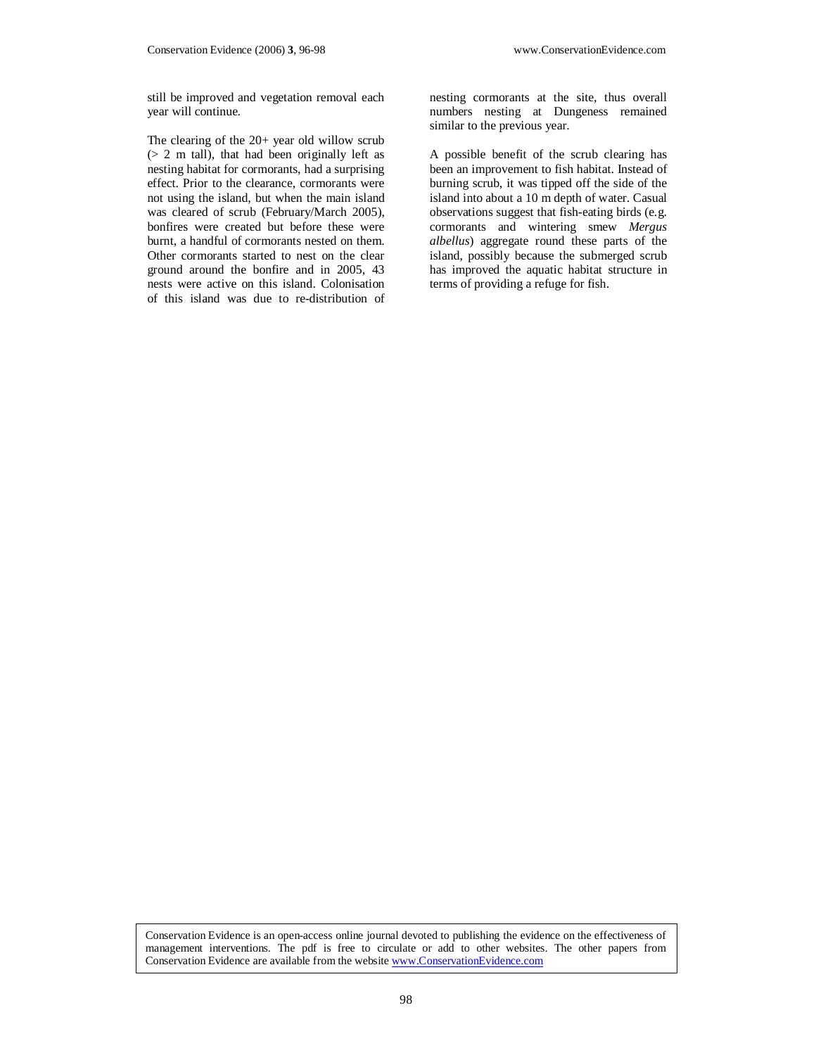still be improved and vegetation removal each year will continue.

The clearing of the 20+ year old willow scrub (> 2 m tall), that had been originally left as nesting habitat for cormorants, had a surprising effect. Prior to the clearance, cormorants were not using the island, but when the main island was cleared of scrub (February/March 2005), bonfires were created but before these were burnt, a handful of cormorants nested on them. Other cormorants started to nest on the clear ground around the bonfire and in 2005, 43 nests were active on this island. Colonisation of this island was due to re-distribution of nesting cormorants at the site, thus overall numbers nesting at Dungeness remained similar to the previous year.

A possible benefit of the scrub clearing has been an improvement to fish habitat. Instead of burning scrub, it was tipped off the side of the island into about a 10 m depth of water. Casual observations suggest that fish-eating birds (e.g. cormorants and wintering smew *Mergus albellus*) aggregate round these parts of the island, possibly because the submerged scrub has improved the aquatic habitat structure in terms of providing a refuge for fish.

Conservation Evidence is an open-access online journal devoted to publishing the evidence on the effectiveness of management interventions. The pdf is free to circulate or add to other websites. The other papers from Conservation Evidence are available from the website www.ConservationEvidence.com